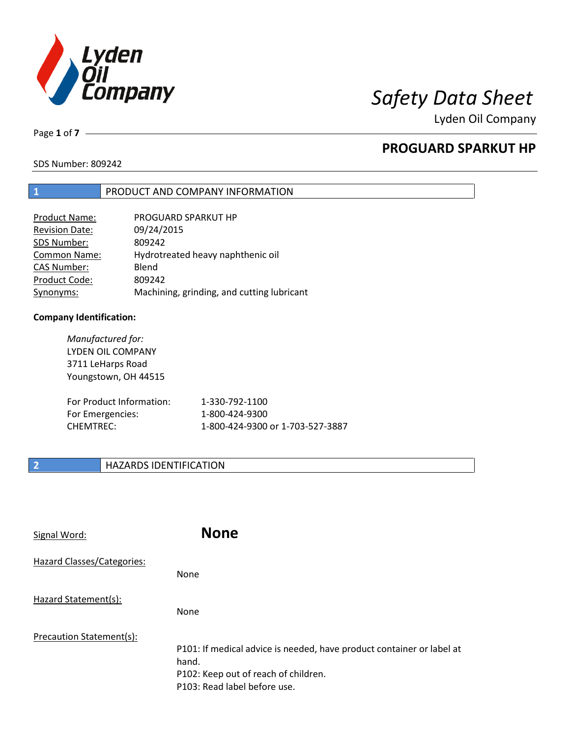# Safety Data Sheet

Lyden Oil Company

## PROGUARD SPARKUT HP

SDS Number: 809242

## 1 PRODUCT AND COMPANY INFORMATION

| | |
|---|---|
| Product Name: | PROGUARD SPARKUT HP |
| Revision Date: | 09/24/2015 |
| SDS Number: | 809242 |
| Common Name: | Hydrotreated heavy naphthenic oil |
| CAS Number: | Blend |
| Product Code: | 809242 |
| Synonyms: | Machining, grinding, and cutting lubricant |

**Company Identification:**

*Manufactured for:*
LYDEN OIL COMPANY
3711 LeHarps Road
Youngstown, OH 44515

| | |
|---|---|
| For Product Information: | 1-330-792-1100 |
| For Emergencies: | 1-800-424-9300 |
| CHEMTREC: | 1-800-424-9300 or 1-703-527-3887 |

## 2 HAZARDS IDENTIFICATION

Signal Word: **None**

Hazard Classes/Categories:

None

Hazard Statement(s):

None

Precaution Statement(s):

P101: If medical advice is needed, have product container or label at hand.
P102: Keep out of reach of children.
P103: Read label before use.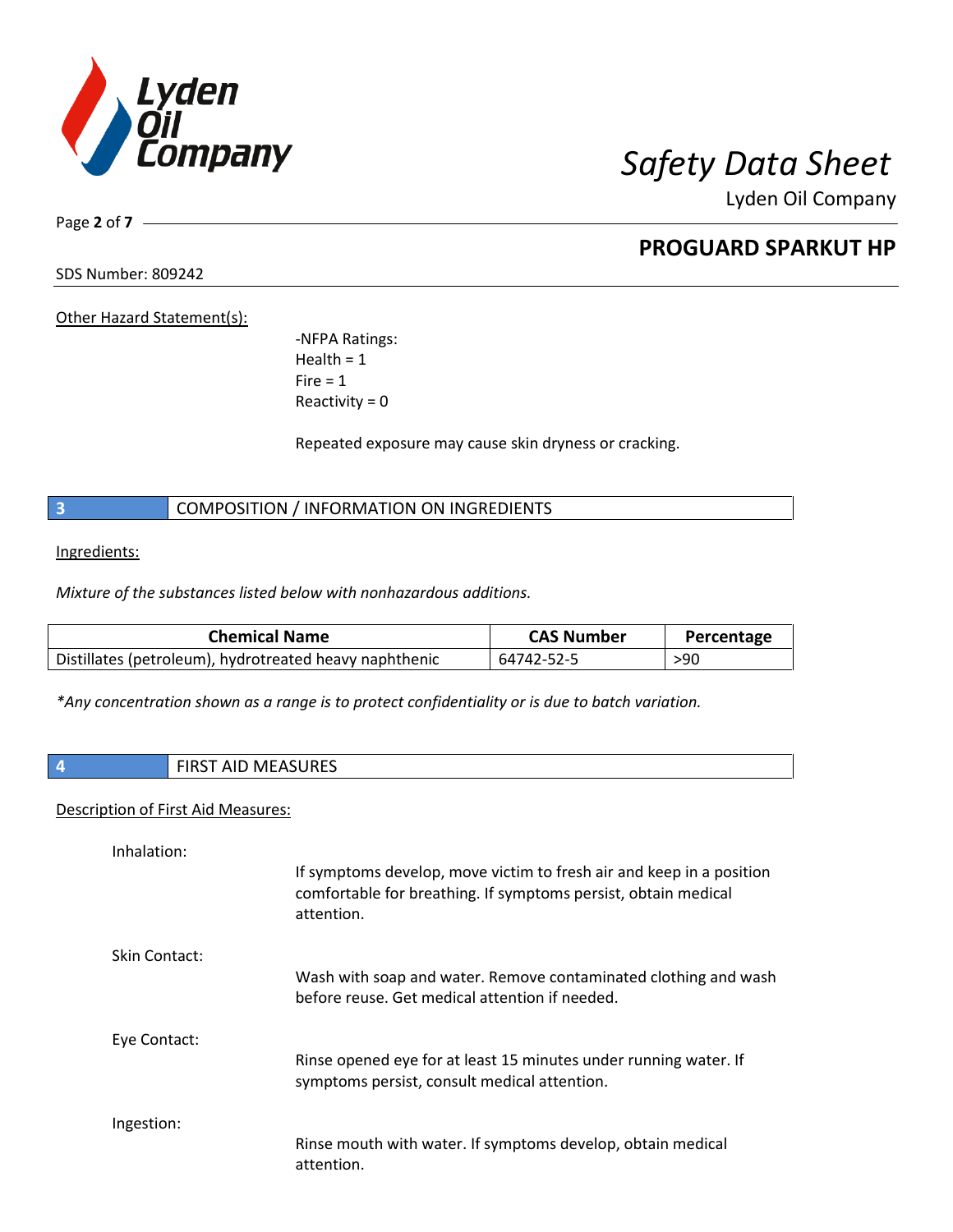Other Hazard Statement(s):

-NFPA Ratings:
Health = 1
Fire = 1
Reactivity = 0

Repeated exposure may cause skin dryness or cracking.

## 3 COMPOSITION / INFORMATION ON INGREDIENTS

Ingredients:

*Mixture of the substances listed below with nonhazardous additions.*

| Chemical Name | CAS Number | Percentage |
|---|---|---|
| Distillates (petroleum), hydrotreated heavy naphthenic | 64742-52-5 | >90 |

*\*Any concentration shown as a range is to protect confidentiality or is due to batch variation.*

## 4 FIRST AID MEASURES

Description of First Aid Measures:

Inhalation:
If symptoms develop, move victim to fresh air and keep in a position comfortable for breathing. If symptoms persist, obtain medical attention.

Skin Contact:
Wash with soap and water. Remove contaminated clothing and wash before reuse. Get medical attention if needed.

Eye Contact:
Rinse opened eye for at least 15 minutes under running water. If symptoms persist, consult medical attention.

Ingestion:
Rinse mouth with water. If symptoms develop, obtain medical attention.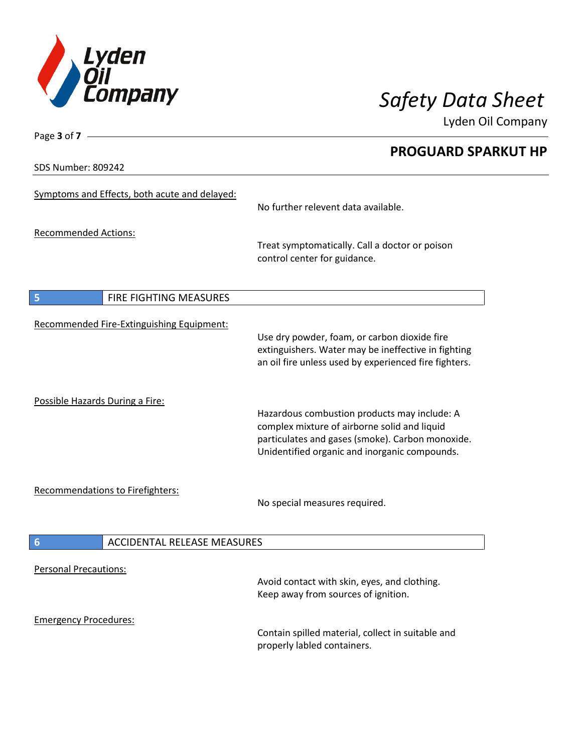Symptoms and Effects, both acute and delayed:

No further relevent data available.

Recommended Actions:

Treat symptomatically. Call a doctor or poison control center for guidance.

## 5 FIRE FIGHTING MEASURES

Recommended Fire-Extinguishing Equipment:

Use dry powder, foam, or carbon dioxide fire extinguishers. Water may be ineffective in fighting an oil fire unless used by experienced fire fighters.

Possible Hazards During a Fire:

Hazardous combustion products may include: A complex mixture of airborne solid and liquid particulates and gases (smoke). Carbon monoxide. Unidentified organic and inorganic compounds.

Recommendations to Firefighters:

No special measures required.

## 6 ACCIDENTAL RELEASE MEASURES

Personal Precautions:

Avoid contact with skin, eyes, and clothing. Keep away from sources of ignition.

Emergency Procedures:

Contain spilled material, collect in suitable and properly labled containers.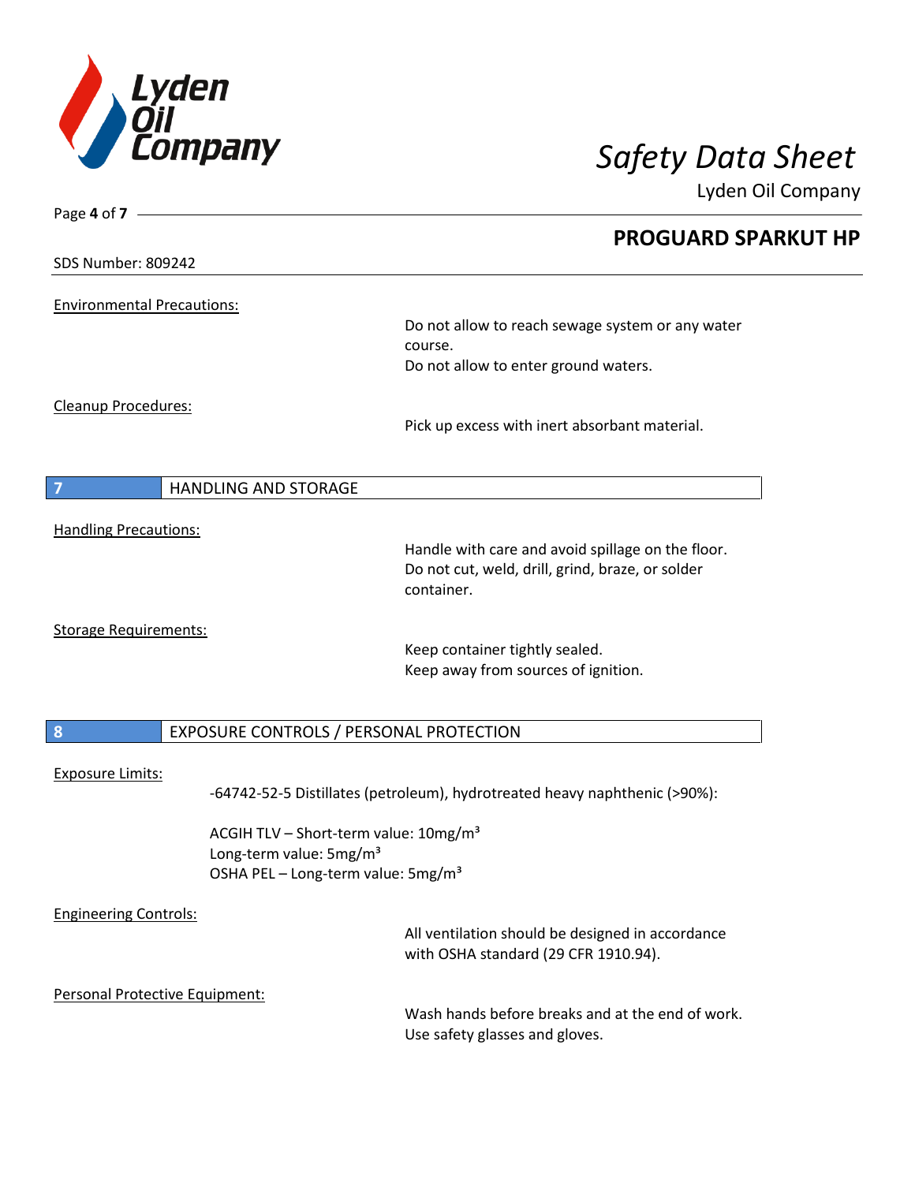## PROGUARD SPARKUT HP

SDS Number: 809242

Environmental Precautions:

Do not allow to reach sewage system or any water course.
Do not allow to enter ground waters.

Cleanup Procedures:

Pick up excess with inert absorbant material.

## 7 HANDLING AND STORAGE

Handling Precautions:

Handle with care and avoid spillage on the floor.
Do not cut, weld, drill, grind, braze, or solder container.

Storage Requirements:

Keep container tightly sealed.
Keep away from sources of ignition.

## 8 EXPOSURE CONTROLS / PERSONAL PROTECTION

Exposure Limits:

-64742-52-5 Distillates (petroleum), hydrotreated heavy naphthenic (>90%):

ACGIH TLV – Short-term value: 10mg/m³
Long-term value: 5mg/m³
OSHA PEL – Long-term value: 5mg/m³

Engineering Controls:

All ventilation should be designed in accordance with OSHA standard (29 CFR 1910.94).

Personal Protective Equipment:

Wash hands before breaks and at the end of work.
Use safety glasses and gloves.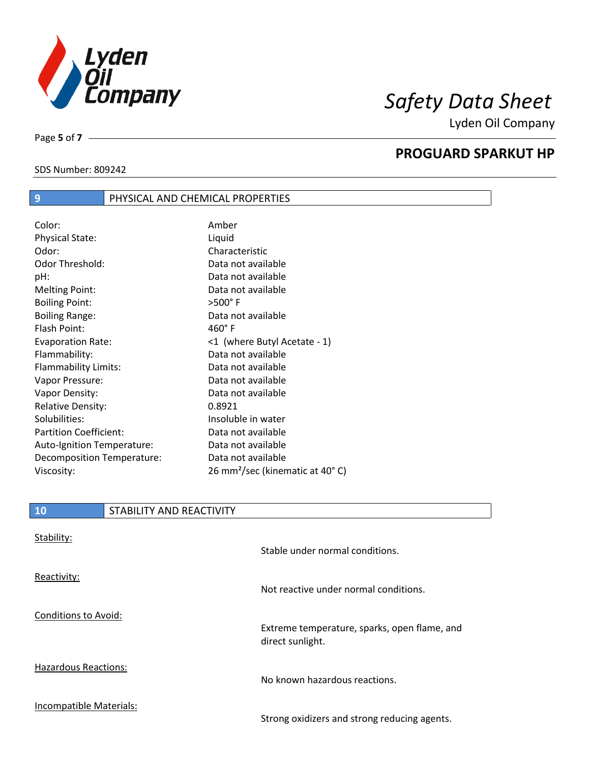SDS Number: 809242

## PROGUARD SPARKUT HP

## 9 PHYSICAL AND CHEMICAL PROPERTIES

| Property | Value |
|---|---|
| Color: | Amber |
| Physical State: | Liquid |
| Odor: | Characteristic |
| Odor Threshold: | Data not available |
| pH: | Data not available |
| Melting Point: | Data not available |
| Boiling Point: | >500° F |
| Boiling Range: | Data not available |
| Flash Point: | 460° F |
| Evaporation Rate: | <1 (where Butyl Acetate - 1) |
| Flammability: | Data not available |
| Flammability Limits: | Data not available |
| Vapor Pressure: | Data not available |
| Vapor Density: | Data not available |
| Relative Density: | 0.8921 |
| Solubilities: | Insoluble in water |
| Partition Coefficient: | Data not available |
| Auto-Ignition Temperature: | Data not available |
| Decomposition Temperature: | Data not available |
| Viscosity: | 26 $mm^2$/sec (kinematic at 40° C) |

## 10 STABILITY AND REACTIVITY

Stability:

Stable under normal conditions.

Reactivity:

Not reactive under normal conditions.

Conditions to Avoid:

Extreme temperature, sparks, open flame, and direct sunlight.

Hazardous Reactions:

No known hazardous reactions.

Incompatible Materials:

Strong oxidizers and strong reducing agents.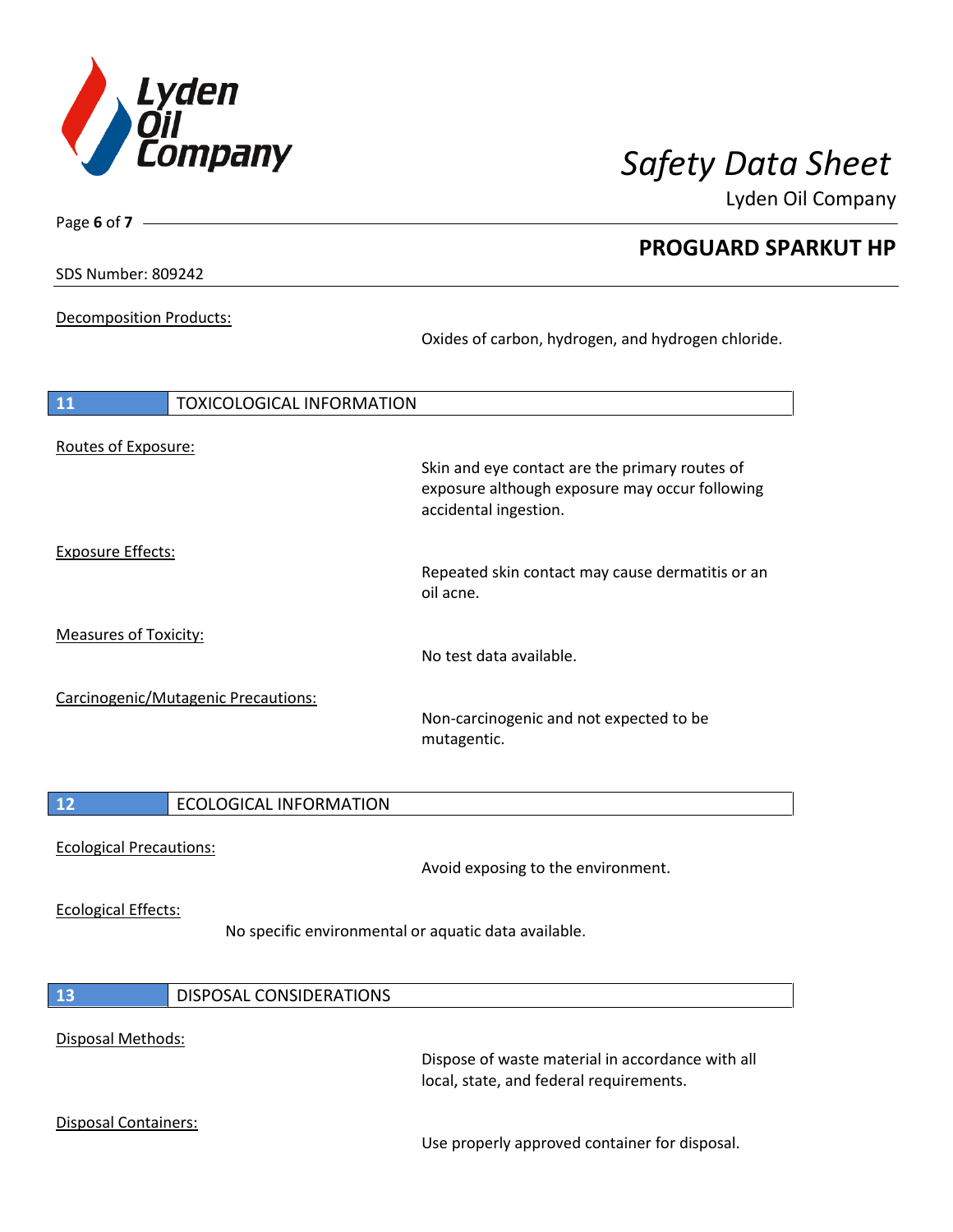Decomposition Products:

Oxides of carbon, hydrogen, and hydrogen chloride.

## 11 TOXICOLOGICAL INFORMATION

Routes of Exposure:

Skin and eye contact are the primary routes of exposure although exposure may occur following accidental ingestion.

Exposure Effects:

Repeated skin contact may cause dermatitis or an oil acne.

Measures of Toxicity:

No test data available.

Carcinogenic/Mutagenic Precautions:

Non-carcinogenic and not expected to be mutagentic.

## 12 ECOLOGICAL INFORMATION

Ecological Precautions:

Avoid exposing to the environment.

Ecological Effects:

No specific environmental or aquatic data available.

## 13 DISPOSAL CONSIDERATIONS

Disposal Methods:

Dispose of waste material in accordance with all local, state, and federal requirements.

Disposal Containers:

Use properly approved container for disposal.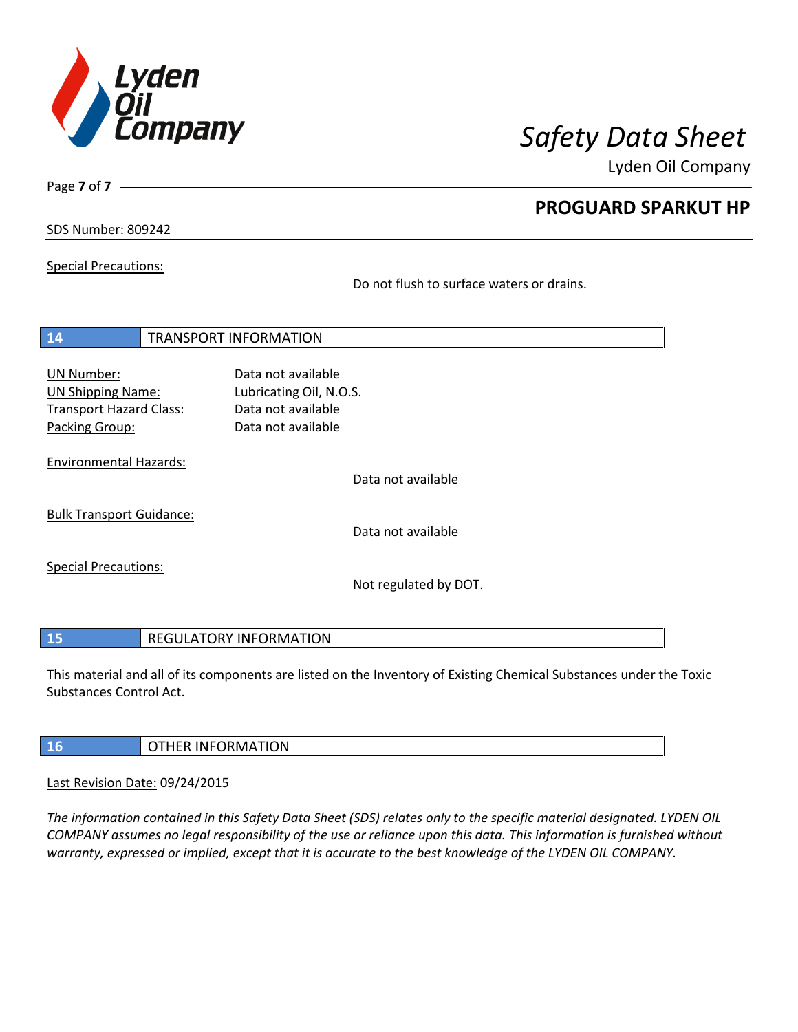Special Precautions:

Do not flush to surface waters or drains.

## 14 TRANSPORT INFORMATION

| | |
|---|---|
| UN Number: | Data not available |
| UN Shipping Name: | Lubricating Oil, N.O.S. |
| Transport Hazard Class: | Data not available |
| Packing Group: | Data not available |

Environmental Hazards:

Data not available

Bulk Transport Guidance:

Data not available

Special Precautions:

Not regulated by DOT.

## 15 REGULATORY INFORMATION

This material and all of its components are listed on the Inventory of Existing Chemical Substances under the Toxic Substances Control Act.

## 16 OTHER INFORMATION

Last Revision Date: 09/24/2015

*The information contained in this Safety Data Sheet (SDS) relates only to the specific material designated. LYDEN OIL COMPANY assumes no legal responsibility of the use or reliance upon this data. This information is furnished without warranty, expressed or implied, except that it is accurate to the best knowledge of the LYDEN OIL COMPANY.*